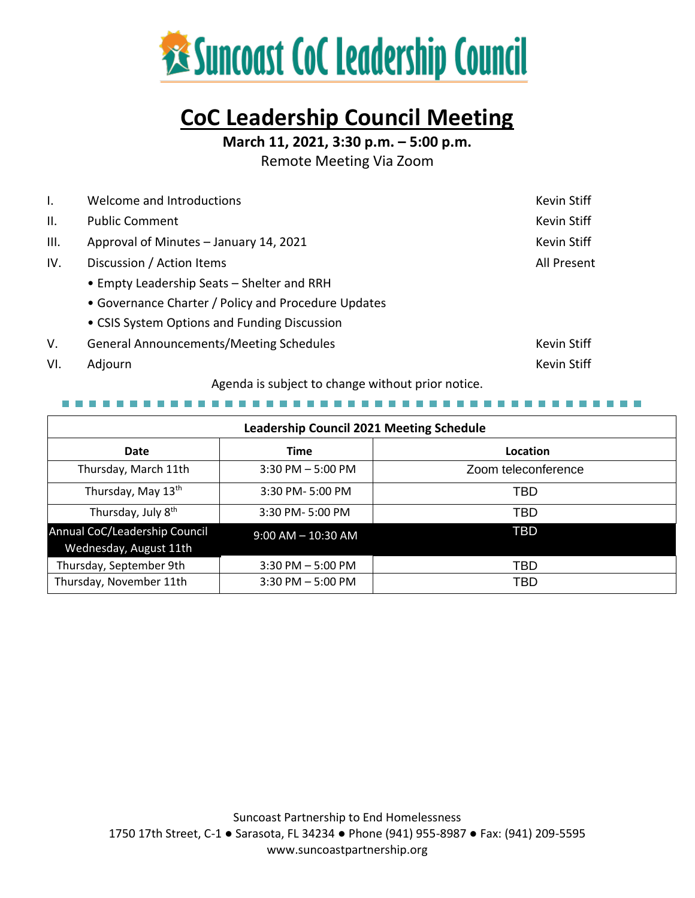# Suncoast CoC Leadership Council

## CoC Leadership Council Meeting

**March 11, 2021, 3:30 p.m. – 5:00 p.m.**

Remote Meeting Via Zoom

| | | |
|---|---|---|
| I. | Welcome and Introductions | Kevin Stiff |
| II. | Public Comment | Kevin Stiff |
| III. | Approval of Minutes – January 14, 2021 | Kevin Stiff |
| IV. | Discussion / Action Items | All Present |
| | • Empty Leadership Seats – Shelter and RRH | |
| | • Governance Charter / Policy and Procedure Updates | |
| | • CSIS System Options and Funding Discussion | |
| V. | General Announcements/Meeting Schedules | Kevin Stiff |
| VI. | Adjourn | Kevin Stiff |

Agenda is subject to change without prior notice.

| Leadership Council 2021 Meeting Schedule | | |
|---|---|---|
| **Date** | **Time** | **Location** |
| Thursday, March 11th | 3:30 PM – 5:00 PM | Zoom teleconference |
| Thursday, May 13th | 3:30 PM- 5:00 PM | TBD |
| Thursday, July 8th | 3:30 PM- 5:00 PM | TBD |
| Annual CoC/Leadership Council Wednesday, August 11th | 9:00 AM – 10:30 AM | TBD |
| Thursday, September 9th | 3:30 PM – 5:00 PM | TBD |
| Thursday, November 11th | 3:30 PM – 5:00 PM | TBD |

Suncoast Partnership to End Homelessness
1750 17th Street, C-1 ● Sarasota, FL 34234 ● Phone (941) 955-8987 ● Fax: (941) 209-5595
www.suncoastpartnership.org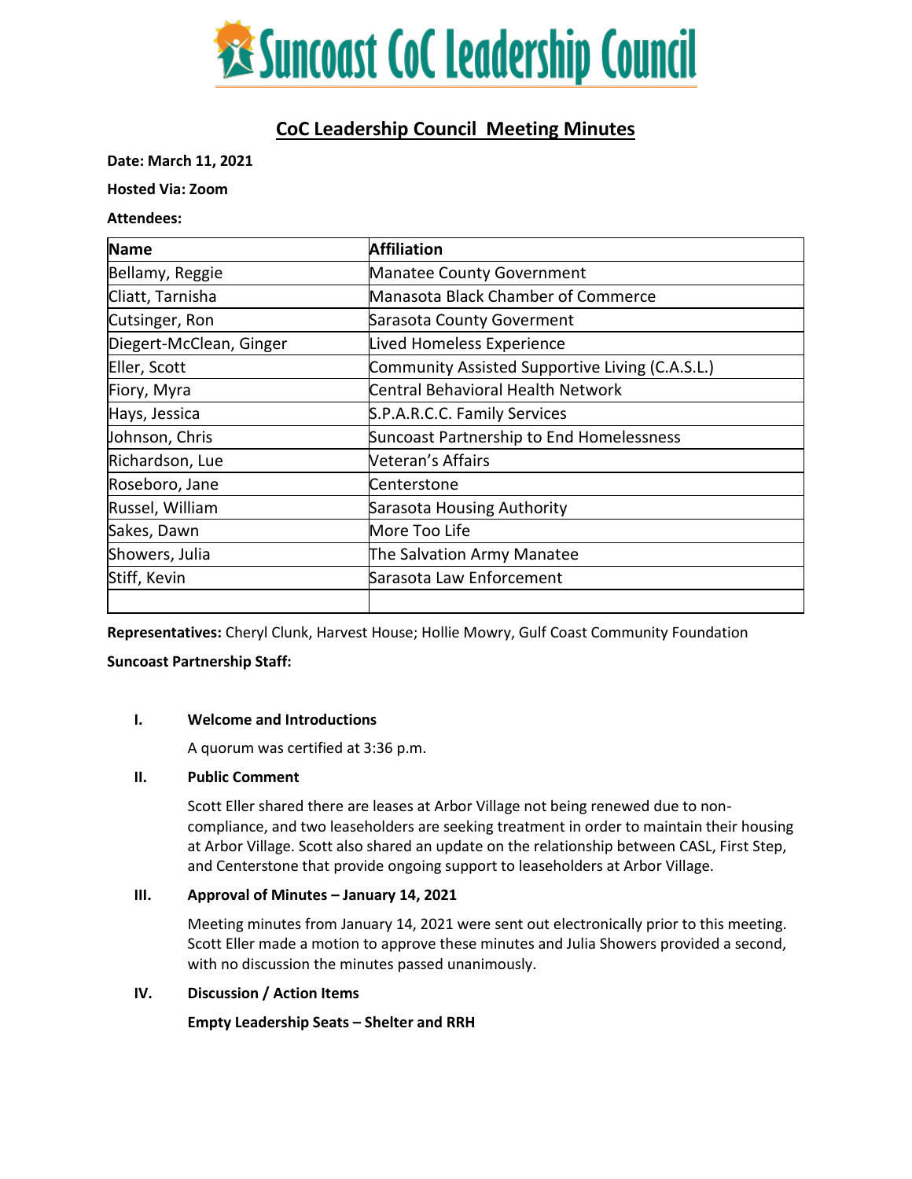# Suncoast CoC Leadership Council

## CoC Leadership Council Meeting Minutes

**Date: March 11, 2021**

**Hosted Via: Zoom**

**Attendees:**

| Name | Affiliation |
|---|---|
| Bellamy, Reggie | Manatee County Government |
| Cliatt, Tarnisha | Manasota Black Chamber of Commerce |
| Cutsinger, Ron | Sarasota County Goverment |
| Diegert-McClean, Ginger | Lived Homeless Experience |
| Eller, Scott | Community Assisted Supportive Living (C.A.S.L.) |
| Fiory, Myra | Central Behavioral Health Network |
| Hays, Jessica | S.P.A.R.C.C. Family Services |
| Johnson, Chris | Suncoast Partnership to End Homelessness |
| Richardson, Lue | Veteran's Affairs |
| Roseboro, Jane | Centerstone |
| Russel, William | Sarasota Housing Authority |
| Sakes, Dawn | More Too Life |
| Showers, Julia | The Salvation Army Manatee |
| Stiff, Kevin | Sarasota Law Enforcement |
| | |

**Representatives:** Cheryl Clunk, Harvest House; Hollie Mowry, Gulf Coast Community Foundation

**Suncoast Partnership Staff:**

**I. Welcome and Introductions**

A quorum was certified at 3:36 p.m.

**II. Public Comment**

Scott Eller shared there are leases at Arbor Village not being renewed due to non-compliance, and two leaseholders are seeking treatment in order to maintain their housing at Arbor Village. Scott also shared an update on the relationship between CASL, First Step, and Centerstone that provide ongoing support to leaseholders at Arbor Village.

**III. Approval of Minutes – January 14, 2021**

Meeting minutes from January 14, 2021 were sent out electronically prior to this meeting. Scott Eller made a motion to approve these minutes and Julia Showers provided a second, with no discussion the minutes passed unanimously.

**IV. Discussion / Action Items**

**Empty Leadership Seats – Shelter and RRH**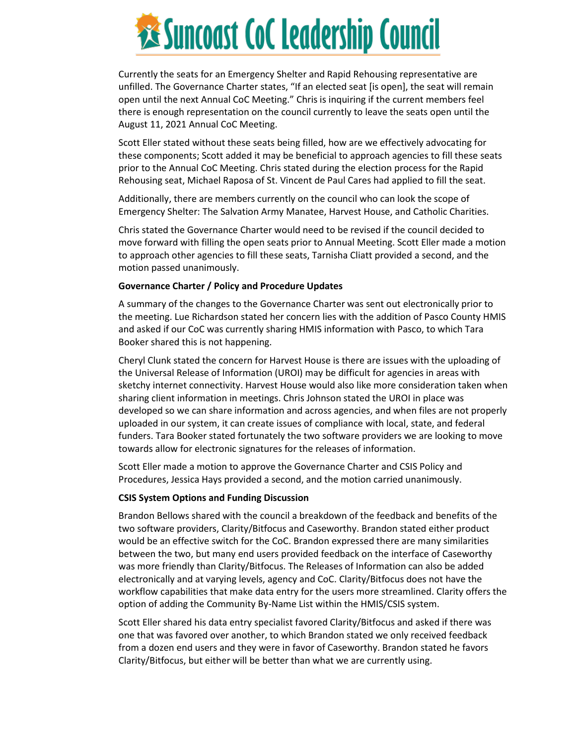Currently the seats for an Emergency Shelter and Rapid Rehousing representative are unfilled. The Governance Charter states, "If an elected seat [is open], the seat will remain open until the next Annual CoC Meeting." Chris is inquiring if the current members feel there is enough representation on the council currently to leave the seats open until the August 11, 2021 Annual CoC Meeting.

Scott Eller stated without these seats being filled, how are we effectively advocating for these components; Scott added it may be beneficial to approach agencies to fill these seats prior to the Annual CoC Meeting. Chris stated during the election process for the Rapid Rehousing seat, Michael Raposa of St. Vincent de Paul Cares had applied to fill the seat.

Additionally, there are members currently on the council who can look the scope of Emergency Shelter: The Salvation Army Manatee, Harvest House, and Catholic Charities.

Chris stated the Governance Charter would need to be revised if the council decided to move forward with filling the open seats prior to Annual Meeting. Scott Eller made a motion to approach other agencies to fill these seats, Tarnisha Cliatt provided a second, and the motion passed unanimously.

**Governance Charter / Policy and Procedure Updates**

A summary of the changes to the Governance Charter was sent out electronically prior to the meeting. Lue Richardson stated her concern lies with the addition of Pasco County HMIS and asked if our CoC was currently sharing HMIS information with Pasco, to which Tara Booker shared this is not happening.

Cheryl Clunk stated the concern for Harvest House is there are issues with the uploading of the Universal Release of Information (UROI) may be difficult for agencies in areas with sketchy internet connectivity. Harvest House would also like more consideration taken when sharing client information in meetings. Chris Johnson stated the UROI in place was developed so we can share information and across agencies, and when files are not properly uploaded in our system, it can create issues of compliance with local, state, and federal funders. Tara Booker stated fortunately the two software providers we are looking to move towards allow for electronic signatures for the releases of information.

Scott Eller made a motion to approve the Governance Charter and CSIS Policy and Procedures, Jessica Hays provided a second, and the motion carried unanimously.

**CSIS System Options and Funding Discussion**

Brandon Bellows shared with the council a breakdown of the feedback and benefits of the two software providers, Clarity/Bitfocus and Caseworthy. Brandon stated either product would be an effective switch for the CoC. Brandon expressed there are many similarities between the two, but many end users provided feedback on the interface of Caseworthy was more friendly than Clarity/Bitfocus. The Releases of Information can also be added electronically and at varying levels, agency and CoC. Clarity/Bitfocus does not have the workflow capabilities that make data entry for the users more streamlined. Clarity offers the option of adding the Community By-Name List within the HMIS/CSIS system.

Scott Eller shared his data entry specialist favored Clarity/Bitfocus and asked if there was one that was favored over another, to which Brandon stated we only received feedback from a dozen end users and they were in favor of Caseworthy. Brandon stated he favors Clarity/Bitfocus, but either will be better than what we are currently using.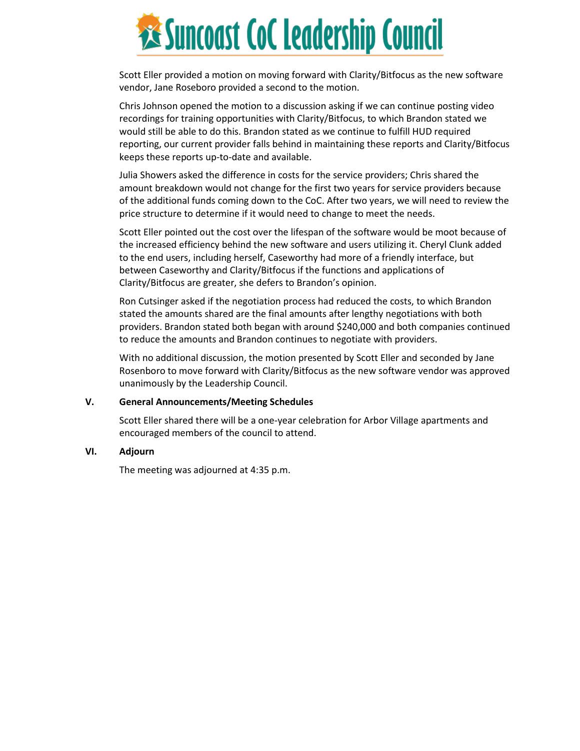Scott Eller provided a motion on moving forward with Clarity/Bitfocus as the new software vendor, Jane Roseboro provided a second to the motion.

Chris Johnson opened the motion to a discussion asking if we can continue posting video recordings for training opportunities with Clarity/Bitfocus, to which Brandon stated we would still be able to do this. Brandon stated as we continue to fulfill HUD required reporting, our current provider falls behind in maintaining these reports and Clarity/Bitfocus keeps these reports up-to-date and available.

Julia Showers asked the difference in costs for the service providers; Chris shared the amount breakdown would not change for the first two years for service providers because of the additional funds coming down to the CoC. After two years, we will need to review the price structure to determine if it would need to change to meet the needs.

Scott Eller pointed out the cost over the lifespan of the software would be moot because of the increased efficiency behind the new software and users utilizing it. Cheryl Clunk added to the end users, including herself, Caseworthy had more of a friendly interface, but between Caseworthy and Clarity/Bitfocus if the functions and applications of Clarity/Bitfocus are greater, she defers to Brandon's opinion.

Ron Cutsinger asked if the negotiation process had reduced the costs, to which Brandon stated the amounts shared are the final amounts after lengthy negotiations with both providers. Brandon stated both began with around $240,000 and both companies continued to reduce the amounts and Brandon continues to negotiate with providers.

With no additional discussion, the motion presented by Scott Eller and seconded by Jane Rosenboro to move forward with Clarity/Bitfocus as the new software vendor was approved unanimously by the Leadership Council.

## V. General Announcements/Meeting Schedules

Scott Eller shared there will be a one-year celebration for Arbor Village apartments and encouraged members of the council to attend.

## VI. Adjourn

The meeting was adjourned at 4:35 p.m.